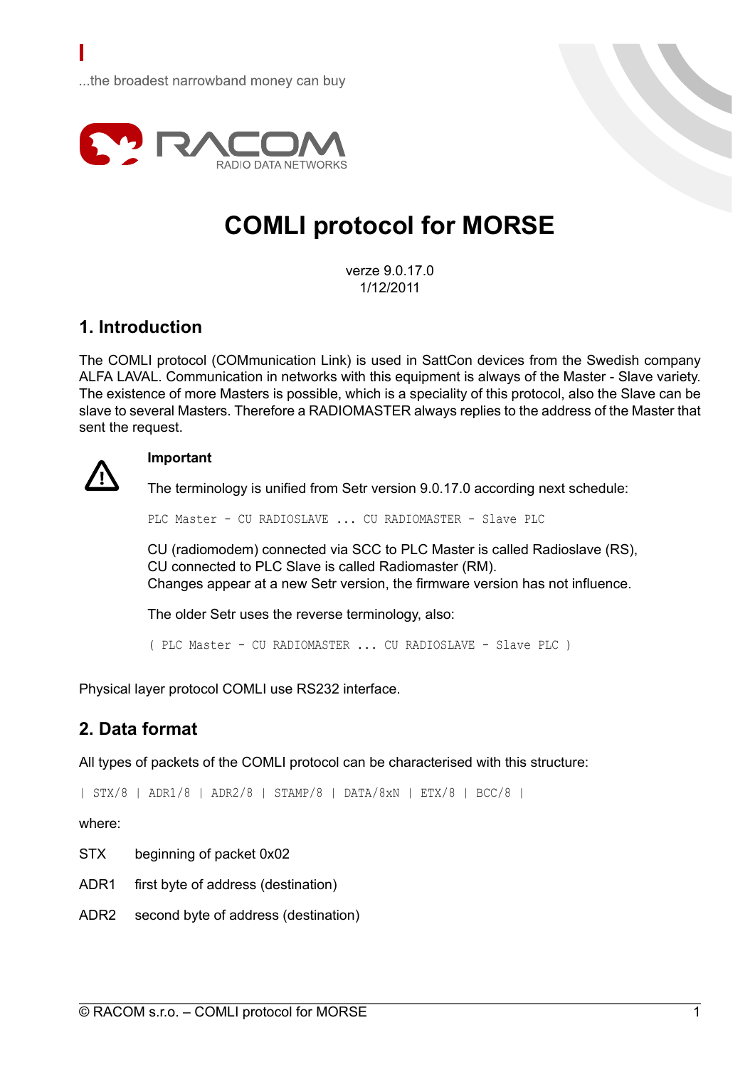...the broadest narrowband money can buy

RACOM
RADIO DATA NETWORKS

# COMLI protocol for MORSE

verze 9.0.17.0
1/12/2011

## 1. Introduction

The COMLI protocol (COMmunication Link) is used in SattCon devices from the Swedish company ALFA LAVAL. Communication in networks with this equipment is always of the Master - Slave variety. The existence of more Masters is possible, which is a speciality of this protocol, also the Slave can be slave to several Masters. Therefore a RADIOMASTER always replies to the address of the Master that sent the request.

**Important**

The terminology is unified from Setr version 9.0.17.0 according next schedule:

```
PLC Master - CU RADIOSLAVE ... CU RADIOMASTER - Slave PLC
```

CU (radiomodem) connected via SCC to PLC Master is called Radioslave (RS),
CU connected to PLC Slave is called Radiomaster (RM).
Changes appear at a new Setr version, the firmware version has not influence.

The older Setr uses the reverse terminology, also:

```
( PLC Master - CU RADIOMASTER ... CU RADIOSLAVE - Slave PLC )
```

Physical layer protocol COMLI use RS232 interface.

## 2. Data format

All types of packets of the COMLI protocol can be characterised with this structure:

```
| STX/8 | ADR1/8 | ADR2/8 | STAMP/8 | DATA/8xN | ETX/8 | BCC/8 |
```

where:

STX     beginning of packet 0x02

ADR1    first byte of address (destination)

ADR2    second byte of address (destination)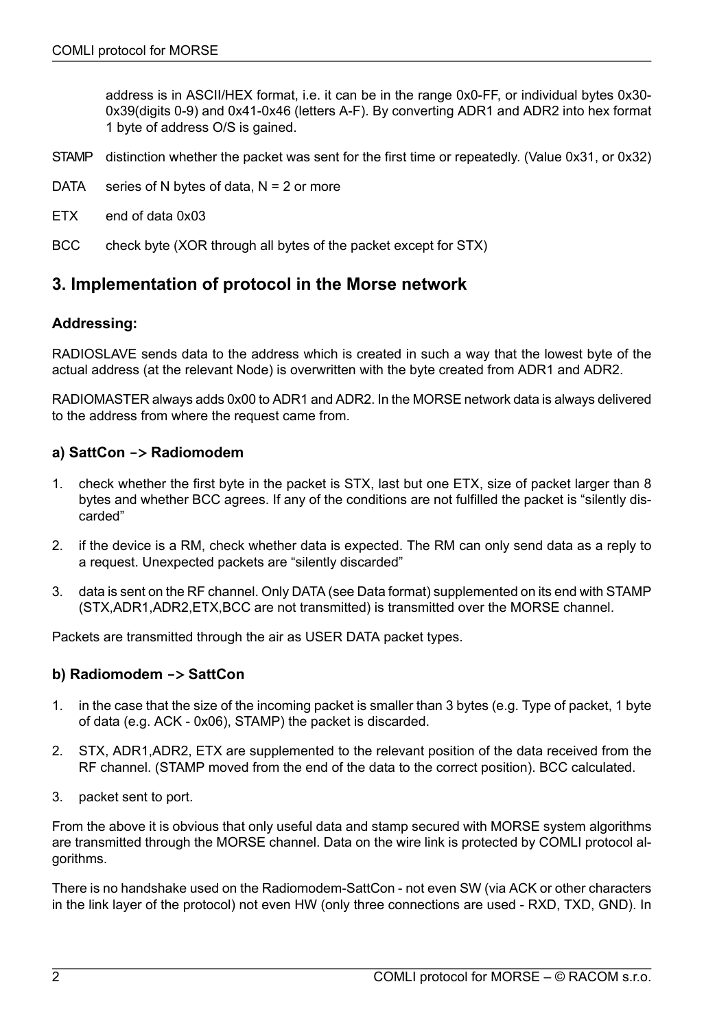address is in ASCII/HEX format, i.e. it can be in the range 0x0-FF, or individual bytes 0x30-0x39(digits 0-9) and 0x41-0x46 (letters A-F). By converting ADR1 and ADR2 into hex format 1 byte of address O/S is gained.

STAMP distinction whether the packet was sent for the first time or repeatedly. (Value 0x31, or 0x32)

DATA series of N bytes of data, N = 2 or more

ETX end of data 0x03

BCC check byte (XOR through all bytes of the packet except for STX)

## 3. Implementation of protocol in the Morse network

### Addressing:

RADIOSLAVE sends data to the address which is created in such a way that the lowest byte of the actual address (at the relevant Node) is overwritten with the byte created from ADR1 and ADR2.

RADIOMASTER always adds 0x00 to ADR1 and ADR2. In the MORSE network data is always delivered to the address from where the request came from.

### a) SattCon -> Radiomodem

1. check whether the first byte in the packet is STX, last but one ETX, size of packet larger than 8 bytes and whether BCC agrees. If any of the conditions are not fulfilled the packet is "silently discarded"
2. if the device is a RM, check whether data is expected. The RM can only send data as a reply to a request. Unexpected packets are "silently discarded"
3. data is sent on the RF channel. Only DATA (see Data format) supplemented on its end with STAMP (STX,ADR1,ADR2,ETX,BCC are not transmitted) is transmitted over the MORSE channel.

Packets are transmitted through the air as USER DATA packet types.

### b) Radiomodem -> SattCon

1. in the case that the size of the incoming packet is smaller than 3 bytes (e.g. Type of packet, 1 byte of data (e.g. ACK - 0x06), STAMP) the packet is discarded.
2. STX, ADR1,ADR2, ETX are supplemented to the relevant position of the data received from the RF channel. (STAMP moved from the end of the data to the correct position). BCC calculated.
3. packet sent to port.

From the above it is obvious that only useful data and stamp secured with MORSE system algorithms are transmitted through the MORSE channel. Data on the wire link is protected by COMLI protocol algorithms.

There is no handshake used on the Radiomodem-SattCon - not even SW (via ACK or other characters in the link layer of the protocol) not even HW (only three connections are used - RXD, TXD, GND). In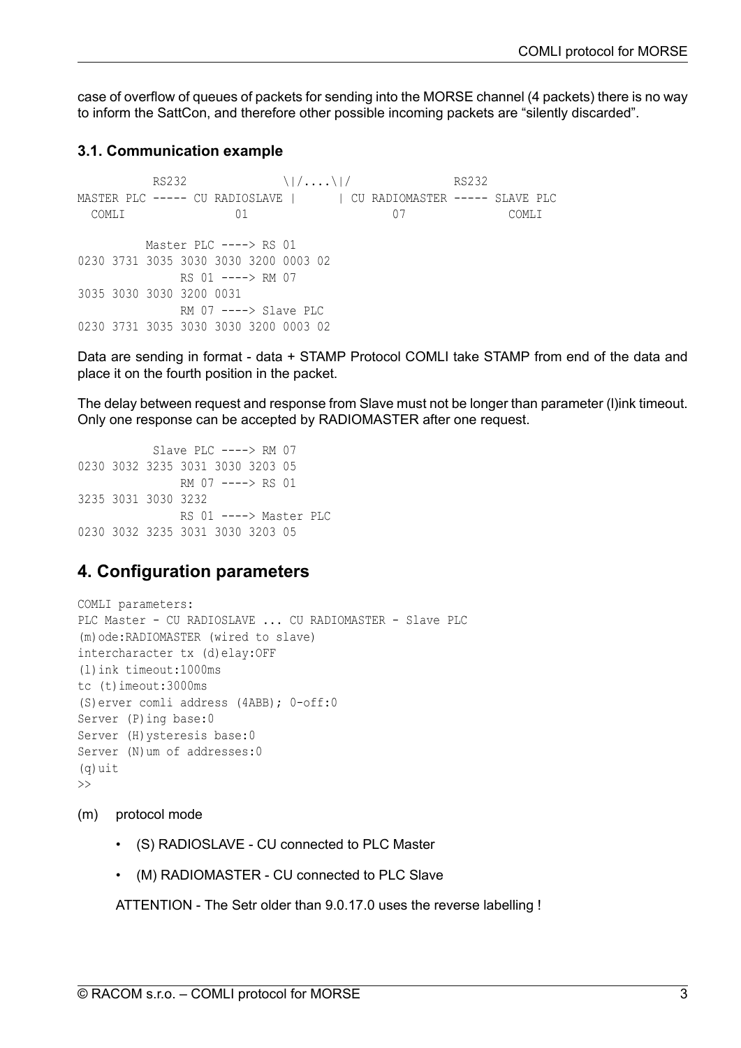case of overflow of queues of packets for sending into the MORSE channel (4 packets) there is no way to inform the SattCon, and therefore other possible incoming packets are "silently discarded".

### 3.1. Communication example

```
           RS232              \|/....\|/               RS232
MASTER PLC ----- CU RADIOSLAVE |      | CU RADIOMASTER ----- SLAVE PLC
  COMLI                01                    07               COMLI

          Master PLC ----> RS 01
0230 3731 3035 3030 3030 3200 0003 02
               RS 01 ----> RM 07
3035 3030 3030 3200 0031
               RM 07 ----> Slave PLC
0230 3731 3035 3030 3030 3200 0003 02
```

Data are sending in format - data + STAMP Protocol COMLI take STAMP from end of the data and place it on the fourth position in the packet.

The delay between request and response from Slave must not be longer than parameter (l)ink timeout. Only one response can be accepted by RADIOMASTER after one request.

```
           Slave PLC ----> RM 07
0230 3032 3235 3031 3030 3203 05
               RM 07 ----> RS 01
3235 3031 3030 3232
               RS 01 ----> Master PLC
0230 3032 3235 3031 3030 3203 05
```

## 4. Configuration parameters

```
COMLI parameters:
PLC Master - CU RADIOSLAVE ... CU RADIOMASTER - Slave PLC
(m)ode:RADIOMASTER (wired to slave)
intercharacter tx (d)elay:OFF
(l)ink timeout:1000ms
tc (t)imeout:3000ms
(S)erver comli address (4ABB); 0-off:0
Server (P)ing base:0
Server (H)ysteresis base:0
Server (N)um of addresses:0
(q)uit
>>
```

(m) protocol mode

- (S) RADIOSLAVE - CU connected to PLC Master
- (M) RADIOMASTER - CU connected to PLC Slave

ATTENTION - The Setr older than 9.0.17.0 uses the reverse labelling !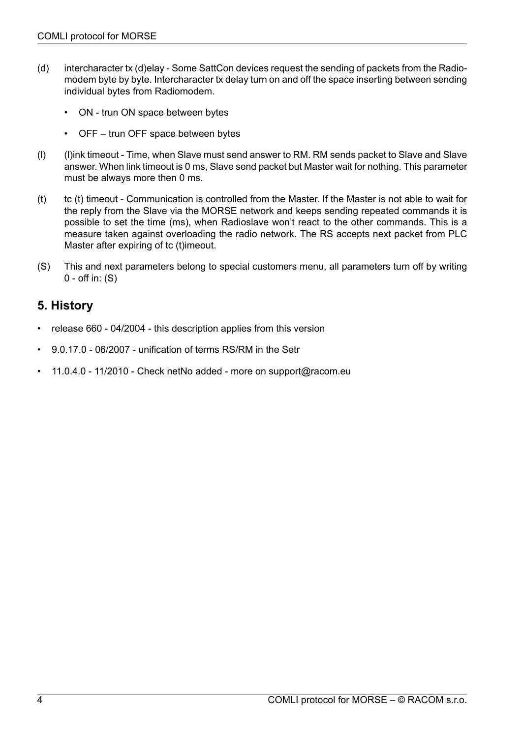(d) intercharacter tx (d)elay - Some SattCon devices request the sending of packets from the Radiomodem byte by byte. Intercharacter tx delay turn on and off the space inserting between sending individual bytes from Radiomodem.

- ON - trun ON space between bytes
- OFF – trun OFF space between bytes

(l) (l)ink timeout - Time, when Slave must send answer to RM. RM sends packet to Slave and Slave answer. When link timeout is 0 ms, Slave send packet but Master wait for nothing. This parameter must be always more then 0 ms.

(t) tc (t) timeout - Communication is controlled from the Master. If the Master is not able to wait for the reply from the Slave via the MORSE network and keeps sending repeated commands it is possible to set the time (ms), when Radioslave won't react to the other commands. This is a measure taken against overloading the radio network. The RS accepts next packet from PLC Master after expiring of tc (t)imeout.

(S) This and next parameters belong to special customers menu, all parameters turn off by writing 0 - off in: (S)

## 5. History

- release 660 - 04/2004 - this description applies from this version
- 9.0.17.0 - 06/2007 - unification of terms RS/RM in the Setr
- 11.0.4.0 - 11/2010 - Check netNo added - more on support@racom.eu